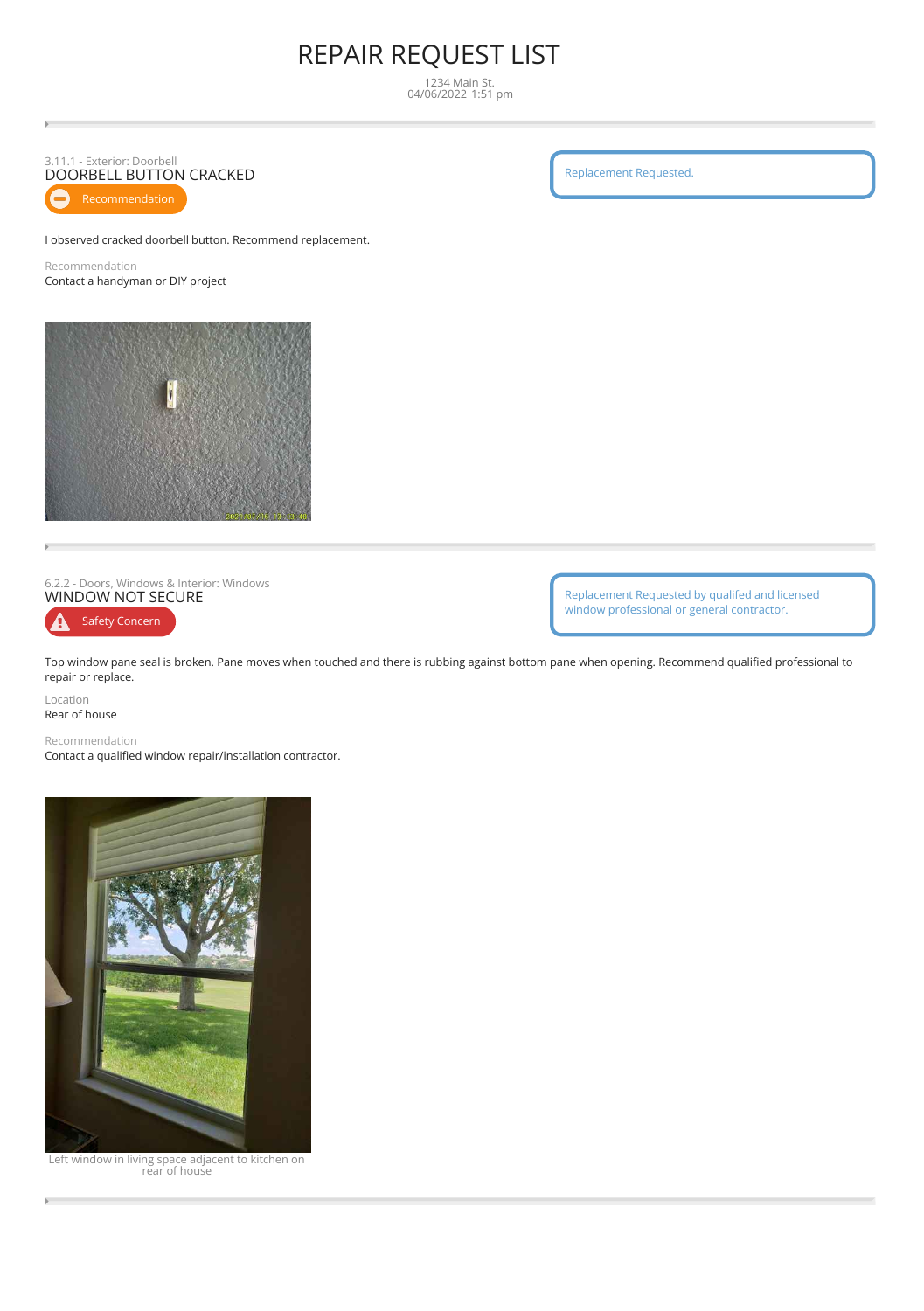# REPAIR REQUEST LIST

1234 Main St.
04/06/2022 1:51 pm

---

3.11.1 - Exterior: Doorbell

## DOORBELL BUTTON CRACKED

Recommendation

Replacement Requested.

I observed cracked doorbell button. Recommend replacement.

Recommendation
Contact a handyman or DIY project

---

6.2.2 - Doors, Windows & Interior: Windows

## WINDOW NOT SECURE

Safety Concern

Replacement Requested by qualifed and licensed window professional or general contractor.

Top window pane seal is broken. Pane moves when touched and there is rubbing against bottom pane when opening. Recommend qualified professional to repair or replace.

Location
Rear of house

Recommendation
Contact a qualified window repair/installation contractor.

Left window in living space adjacent to kitchen on rear of house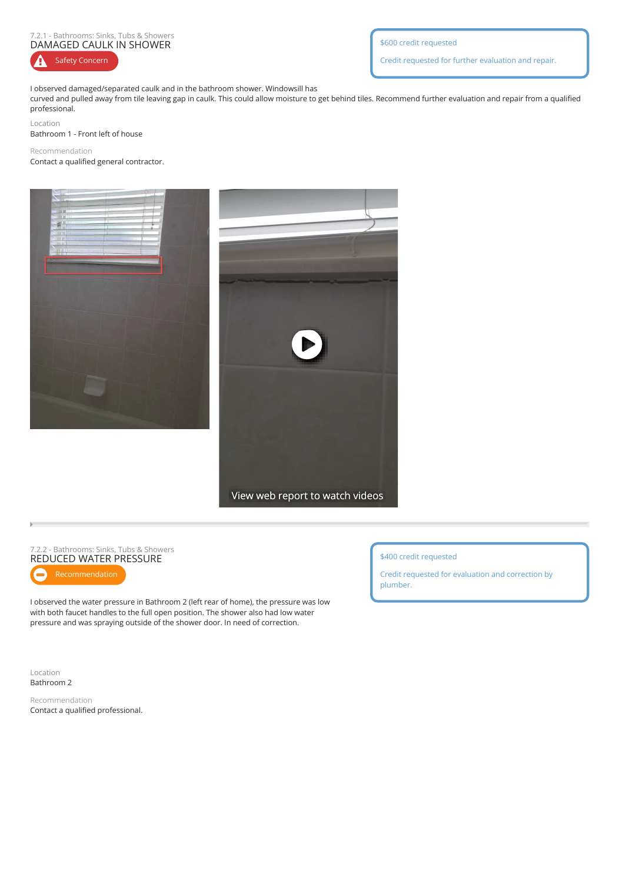7.2.1 - Bathrooms: Sinks, Tubs & Showers

## DAMAGED CAULK IN SHOWER

Safety Concern

$600 credit requested

Credit requested for further evaluation and repair.

I observed damaged/separated caulk and in the bathroom shower. Windowsill has curved and pulled away from tile leaving gap in caulk. This could allow moisture to get behind tiles. Recommend further evaluation and repair from a qualified professional.

Location

Bathroom 1 - Front left of house

Recommendation

Contact a qualified general contractor.

View web report to watch videos

7.2.2 - Bathrooms: Sinks, Tubs & Showers

## REDUCED WATER PRESSURE

Recommendation

$400 credit requested

Credit requested for evaluation and correction by plumber.

I observed the water pressure in Bathroom 2 (left rear of home), the pressure was low with both faucet handles to the full open position. The shower also had low water pressure and was spraying outside of the shower door. In need of correction.

Location

Bathroom 2

Recommendation

Contact a qualified professional.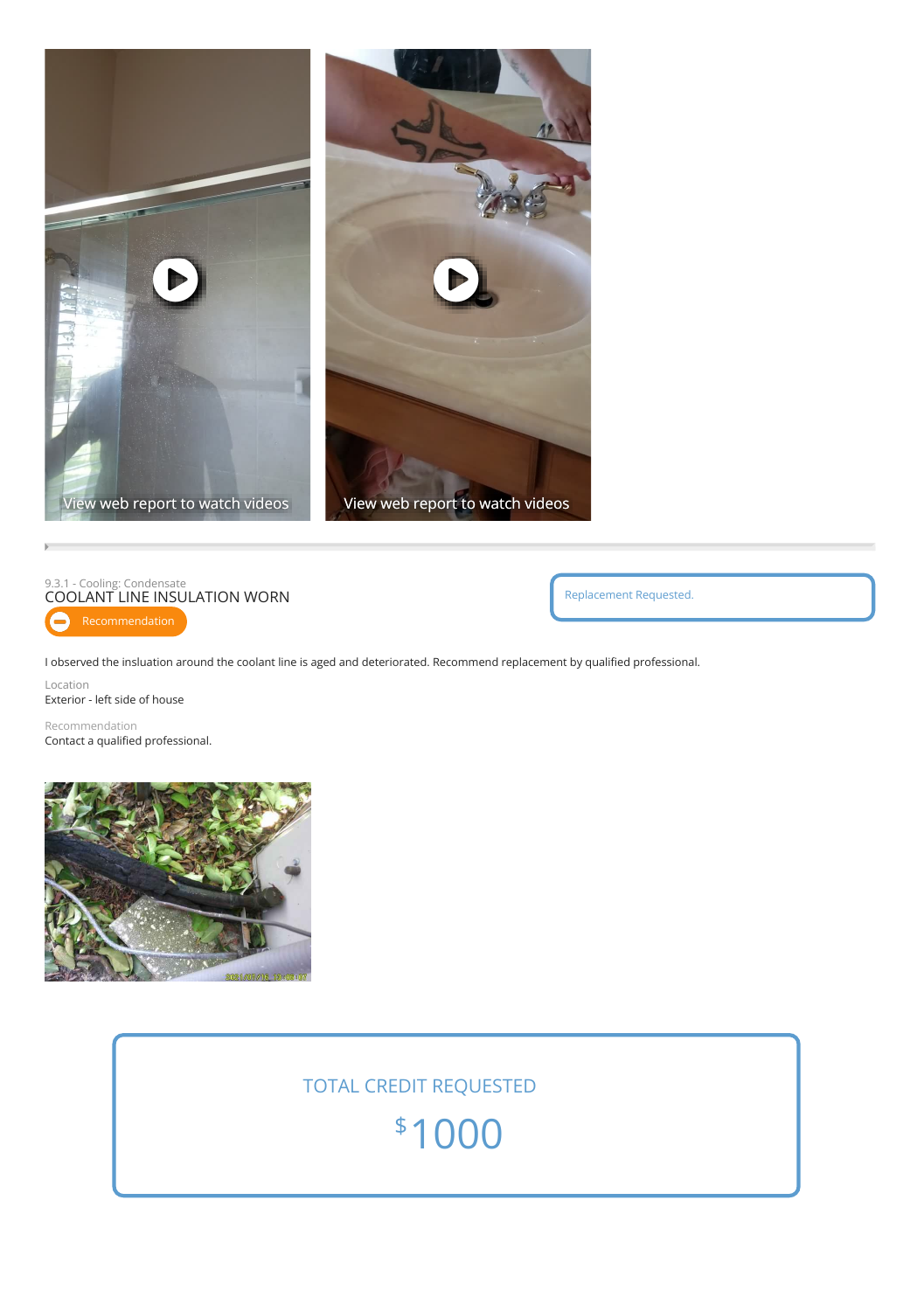View web report to watch videos

View web report to watch videos

9.3.1 - Cooling: Condensate

### COOLANT LINE INSULATION WORN

Recommendation

Replacement Requested.

I observed the insluation around the coolant line is aged and deteriorated. Recommend replacement by qualified professional.

Location
Exterior - left side of house

Recommendation
Contact a qualified professional.

TOTAL CREDIT REQUESTED

$1000